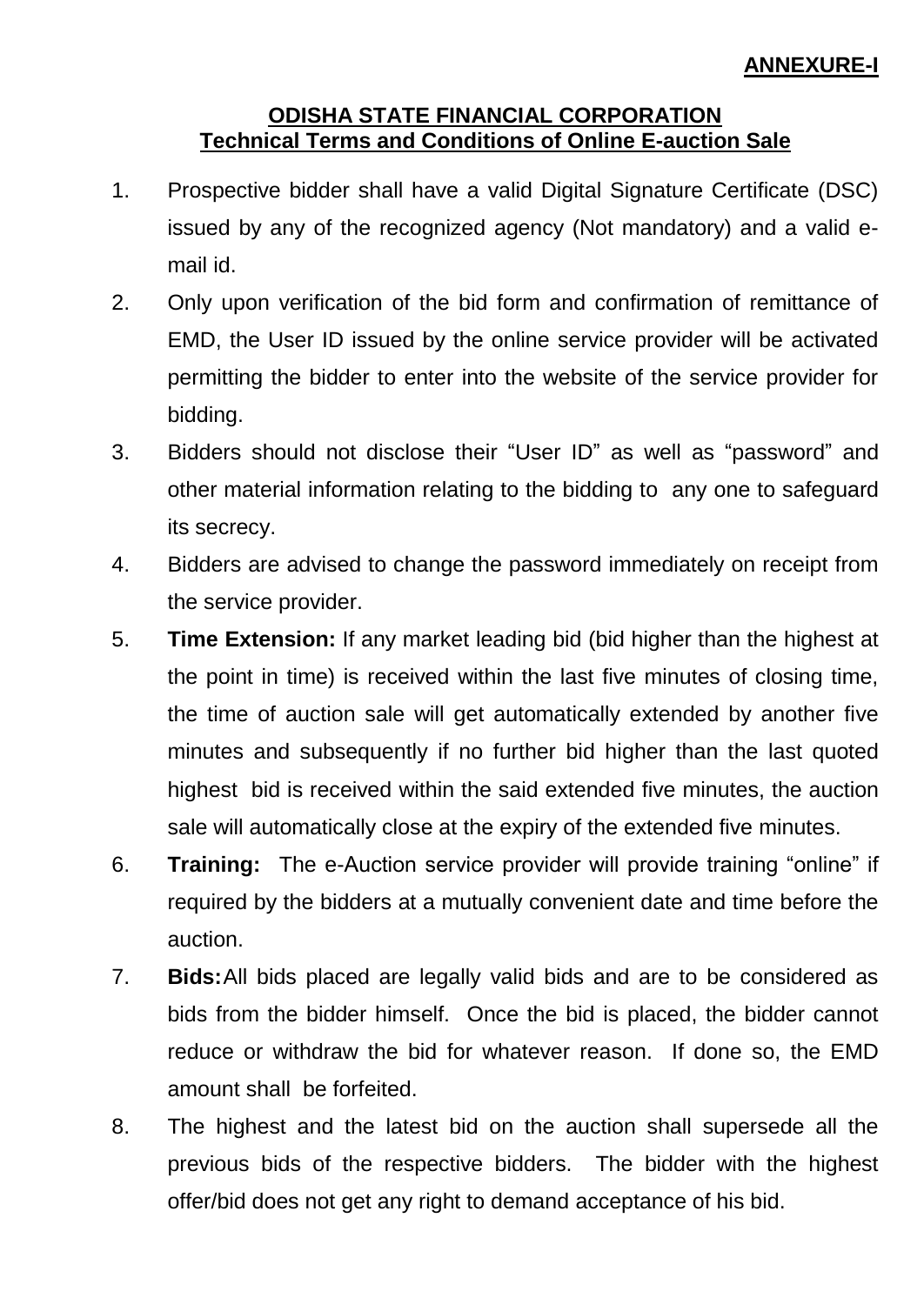**ANNEXURE-I**

## ODISHA STATE FINANCIAL CORPORATION
## Technical Terms and Conditions of Online E-auction Sale

1. Prospective bidder shall have a valid Digital Signature Certificate (DSC) issued by any of the recognized agency (Not mandatory) and a valid e-mail id.
2. Only upon verification of the bid form and confirmation of remittance of EMD, the User ID issued by the online service provider will be activated permitting the bidder to enter into the website of the service provider for bidding.
3. Bidders should not disclose their "User ID" as well as "password" and other material information relating to the bidding to any one to safeguard its secrecy.
4. Bidders are advised to change the password immediately on receipt from the service provider.
5. **Time Extension:** If any market leading bid (bid higher than the highest at the point in time) is received within the last five minutes of closing time, the time of auction sale will get automatically extended by another five minutes and subsequently if no further bid higher than the last quoted highest bid is received within the said extended five minutes, the auction sale will automatically close at the expiry of the extended five minutes.
6. **Training:** The e-Auction service provider will provide training "online" if required by the bidders at a mutually convenient date and time before the auction.
7. **Bids:** All bids placed are legally valid bids and are to be considered as bids from the bidder himself. Once the bid is placed, the bidder cannot reduce or withdraw the bid for whatever reason. If done so, the EMD amount shall be forfeited.
8. The highest and the latest bid on the auction shall supersede all the previous bids of the respective bidders. The bidder with the highest offer/bid does not get any right to demand acceptance of his bid.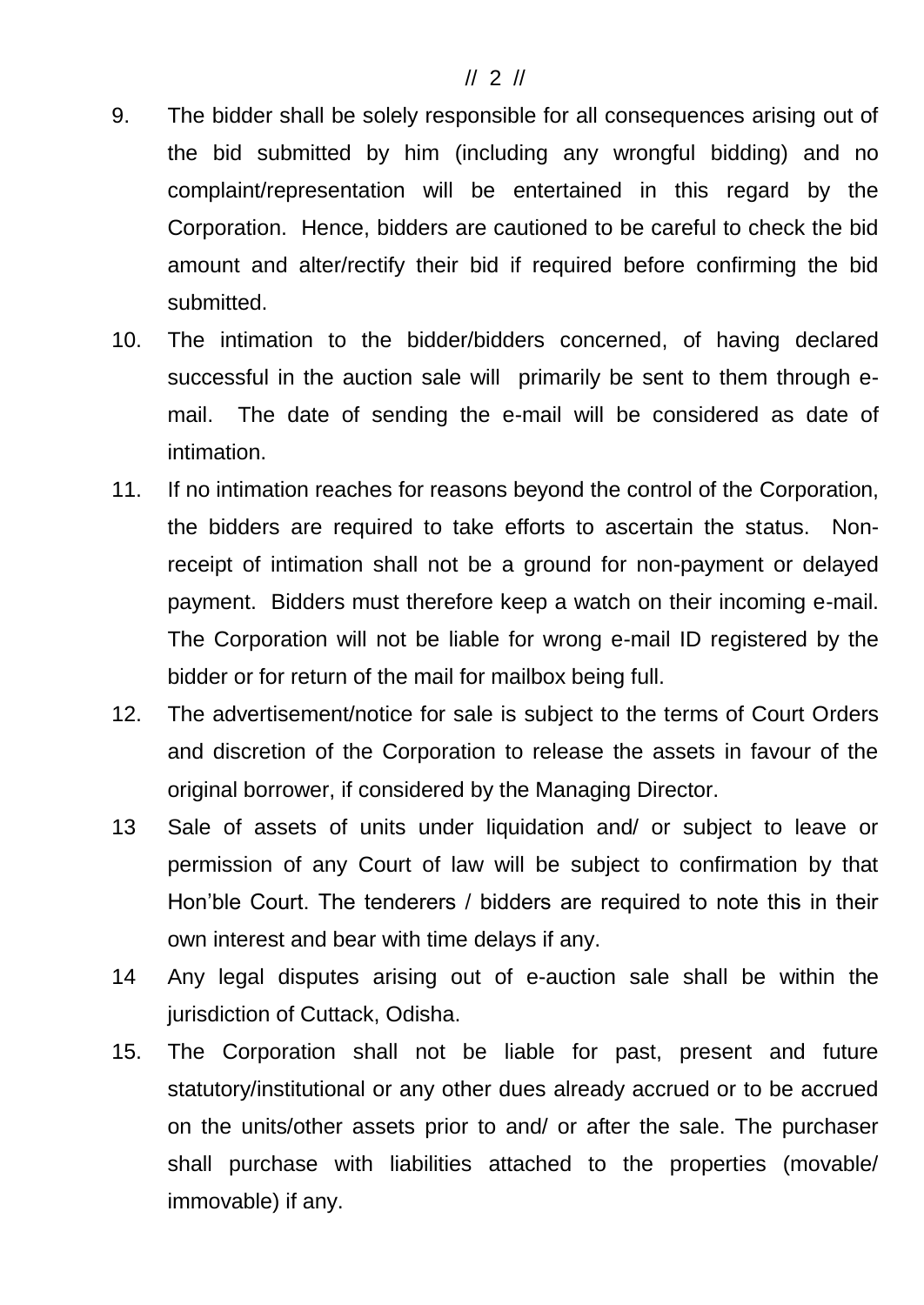9. The bidder shall be solely responsible for all consequences arising out of the bid submitted by him (including any wrongful bidding) and no complaint/representation will be entertained in this regard by the Corporation. Hence, bidders are cautioned to be careful to check the bid amount and alter/rectify their bid if required before confirming the bid submitted.
10. The intimation to the bidder/bidders concerned, of having declared successful in the auction sale will primarily be sent to them through e-mail. The date of sending the e-mail will be considered as date of intimation.
11. If no intimation reaches for reasons beyond the control of the Corporation, the bidders are required to take efforts to ascertain the status. Non-receipt of intimation shall not be a ground for non-payment or delayed payment. Bidders must therefore keep a watch on their incoming e-mail. The Corporation will not be liable for wrong e-mail ID registered by the bidder or for return of the mail for mailbox being full.
12. The advertisement/notice for sale is subject to the terms of Court Orders and discretion of the Corporation to release the assets in favour of the original borrower, if considered by the Managing Director.
13 Sale of assets of units under liquidation and/ or subject to leave or permission of any Court of law will be subject to confirmation by that Hon'ble Court. The tenderers / bidders are required to note this in their own interest and bear with time delays if any.
14 Any legal disputes arising out of e-auction sale shall be within the jurisdiction of Cuttack, Odisha.
15. The Corporation shall not be liable for past, present and future statutory/institutional or any other dues already accrued or to be accrued on the units/other assets prior to and/ or after the sale. The purchaser shall purchase with liabilities attached to the properties (movable/ immovable) if any.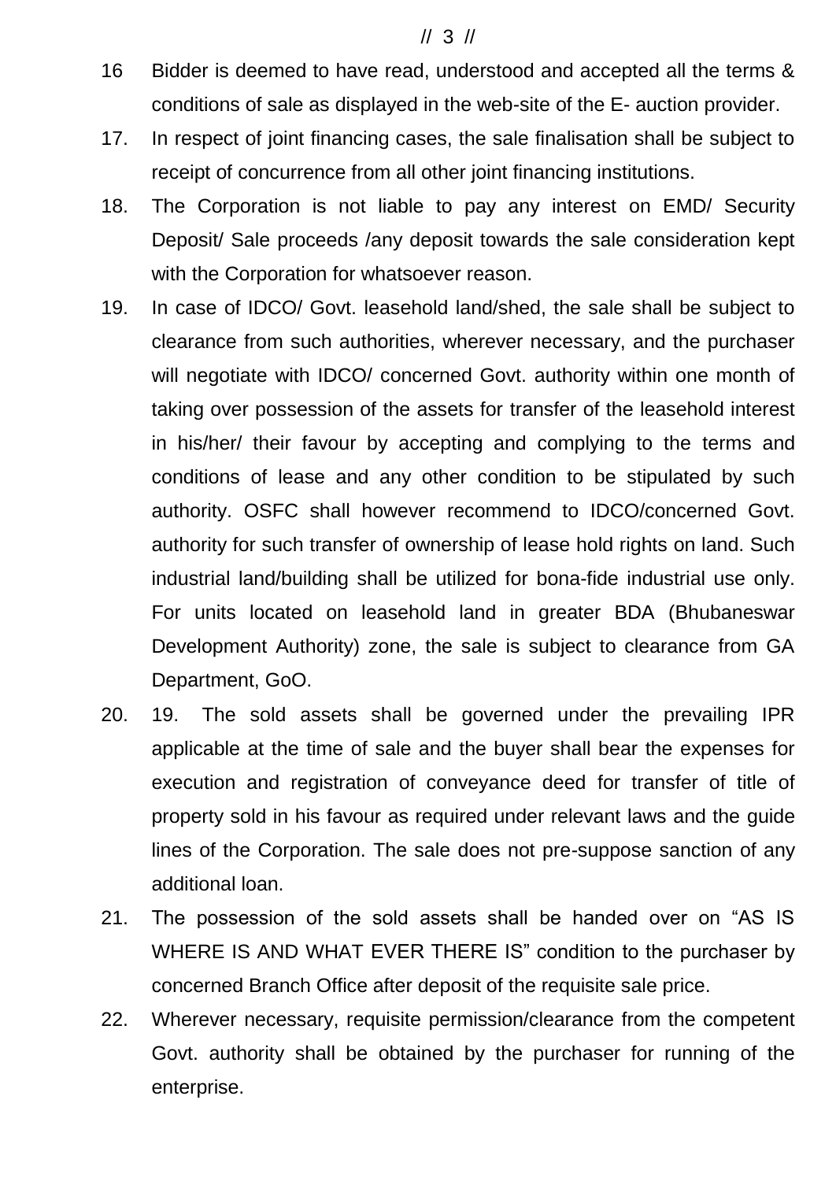16 Bidder is deemed to have read, understood and accepted all the terms & conditions of sale as displayed in the web-site of the E- auction provider.

17. In respect of joint financing cases, the sale finalisation shall be subject to receipt of concurrence from all other joint financing institutions.

18. The Corporation is not liable to pay any interest on EMD/ Security Deposit/ Sale proceeds /any deposit towards the sale consideration kept with the Corporation for whatsoever reason.

19. In case of IDCO/ Govt. leasehold land/shed, the sale shall be subject to clearance from such authorities, wherever necessary, and the purchaser will negotiate with IDCO/ concerned Govt. authority within one month of taking over possession of the assets for transfer of the leasehold interest in his/her/ their favour by accepting and complying to the terms and conditions of lease and any other condition to be stipulated by such authority. OSFC shall however recommend to IDCO/concerned Govt. authority for such transfer of ownership of lease hold rights on land. Such industrial land/building shall be utilized for bona-fide industrial use only. For units located on leasehold land in greater BDA (Bhubaneswar Development Authority) zone, the sale is subject to clearance from GA Department, GoO.

20. 19. The sold assets shall be governed under the prevailing IPR applicable at the time of sale and the buyer shall bear the expenses for execution and registration of conveyance deed for transfer of title of property sold in his favour as required under relevant laws and the guide lines of the Corporation. The sale does not pre-suppose sanction of any additional loan.

21. The possession of the sold assets shall be handed over on “AS IS WHERE IS AND WHAT EVER THERE IS” condition to the purchaser by concerned Branch Office after deposit of the requisite sale price.

22. Wherever necessary, requisite permission/clearance from the competent Govt. authority shall be obtained by the purchaser for running of the enterprise.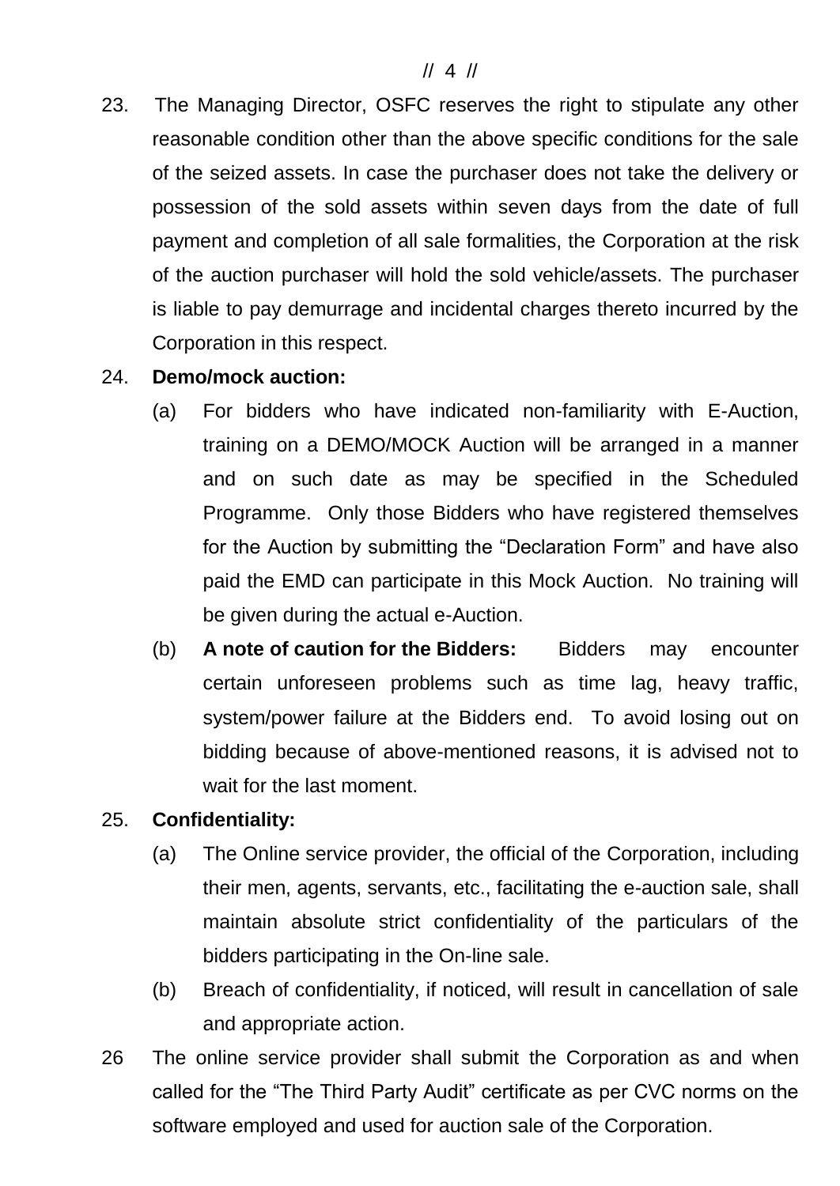23. The Managing Director, OSFC reserves the right to stipulate any other reasonable condition other than the above specific conditions for the sale of the seized assets. In case the purchaser does not take the delivery or possession of the sold assets within seven days from the date of full payment and completion of all sale formalities, the Corporation at the risk of the auction purchaser will hold the sold vehicle/assets. The purchaser is liable to pay demurrage and incidental charges thereto incurred by the Corporation in this respect.

24. **Demo/mock auction:**

    (a) For bidders who have indicated non-familiarity with E-Auction, training on a DEMO/MOCK Auction will be arranged in a manner and on such date as may be specified in the Scheduled Programme. Only those Bidders who have registered themselves for the Auction by submitting the "Declaration Form" and have also paid the EMD can participate in this Mock Auction. No training will be given during the actual e-Auction.

    (b) **A note of caution for the Bidders:** Bidders may encounter certain unforeseen problems such as time lag, heavy traffic, system/power failure at the Bidders end. To avoid losing out on bidding because of above-mentioned reasons, it is advised not to wait for the last moment.

25. **Confidentiality:**

    (a) The Online service provider, the official of the Corporation, including their men, agents, servants, etc., facilitating the e-auction sale, shall maintain absolute strict confidentiality of the particulars of the bidders participating in the On-line sale.

    (b) Breach of confidentiality, if noticed, will result in cancellation of sale and appropriate action.

26 The online service provider shall submit the Corporation as and when called for the "The Third Party Audit" certificate as per CVC norms on the software employed and used for auction sale of the Corporation.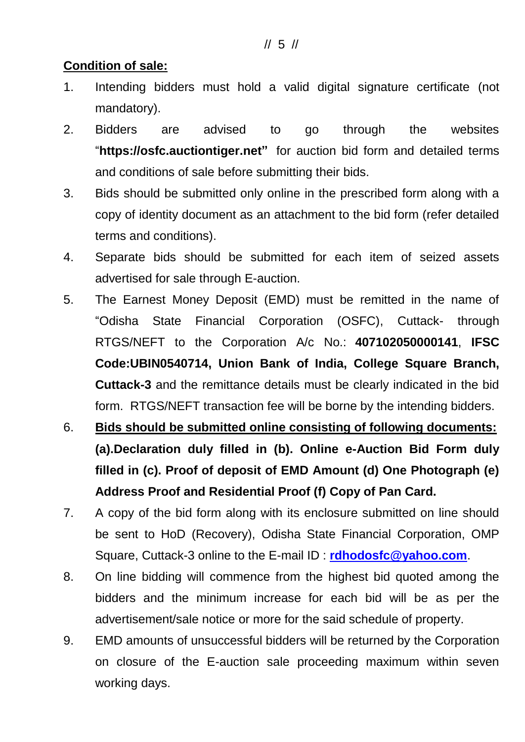**Condition of sale:**

1. Intending bidders must hold a valid digital signature certificate (not mandatory).
2. Bidders are advised to go through the websites "**https://osfc.auctiontiger.net"** for auction bid form and detailed terms and conditions of sale before submitting their bids.
3. Bids should be submitted only online in the prescribed form along with a copy of identity document as an attachment to the bid form (refer detailed terms and conditions).
4. Separate bids should be submitted for each item of seized assets advertised for sale through E-auction.
5. The Earnest Money Deposit (EMD) must be remitted in the name of "Odisha State Financial Corporation (OSFC), Cuttack- through RTGS/NEFT to the Corporation A/c No.: **407102050000141**, **IFSC Code:UBIN0540714, Union Bank of India, College Square Branch, Cuttack-3** and the remittance details must be clearly indicated in the bid form. RTGS/NEFT transaction fee will be borne by the intending bidders.
6. **Bids should be submitted online consisting of following documents: (a).Declaration duly filled in (b). Online e-Auction Bid Form duly filled in (c). Proof of deposit of EMD Amount (d) One Photograph (e) Address Proof and Residential Proof (f) Copy of Pan Card.**
7. A copy of the bid form along with its enclosure submitted on line should be sent to HoD (Recovery), Odisha State Financial Corporation, OMP Square, Cuttack-3 online to the E-mail ID : **rdhodosfc@yahoo.com**.
8. On line bidding will commence from the highest bid quoted among the bidders and the minimum increase for each bid will be as per the advertisement/sale notice or more for the said schedule of property.
9. EMD amounts of unsuccessful bidders will be returned by the Corporation on closure of the E-auction sale proceeding maximum within seven working days.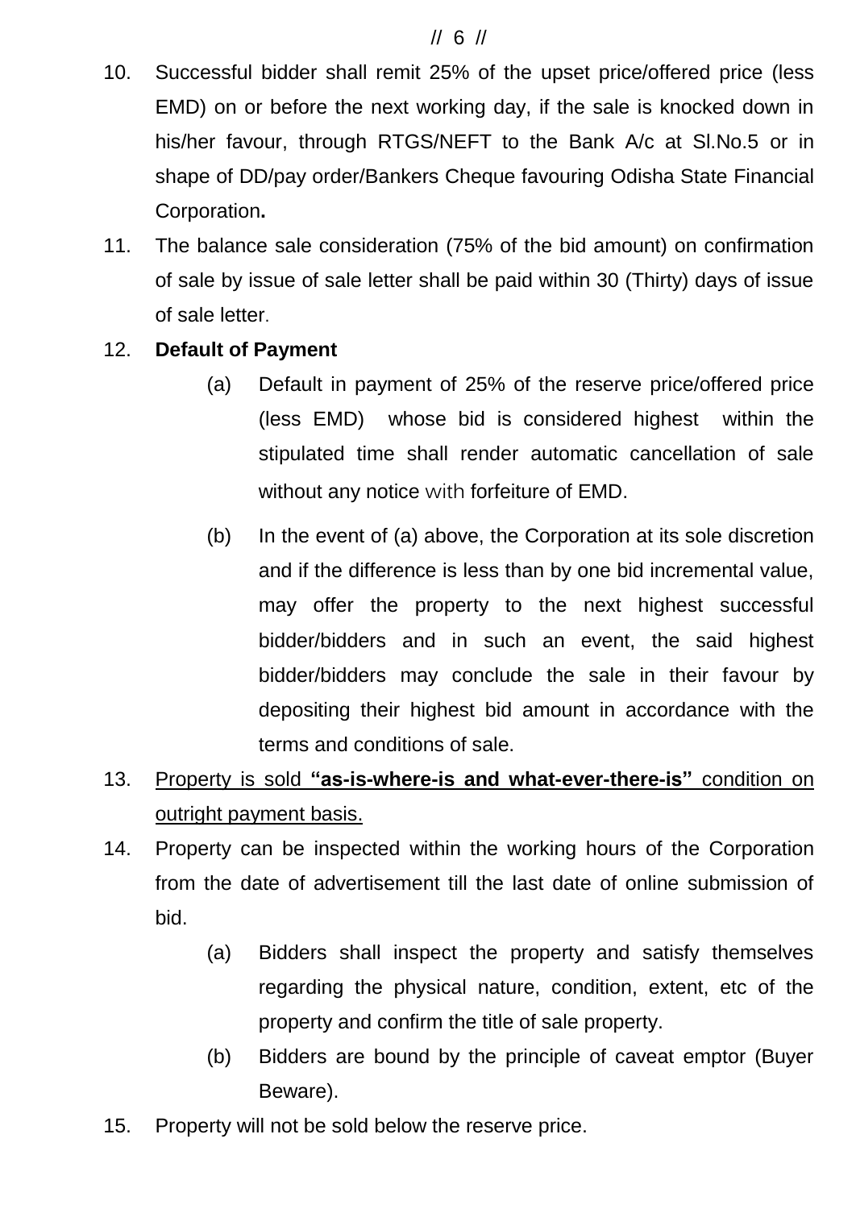10. Successful bidder shall remit 25% of the upset price/offered price (less EMD) on or before the next working day, if the sale is knocked down in his/her favour, through RTGS/NEFT to the Bank A/c at Sl.No.5 or in shape of DD/pay order/Bankers Cheque favouring Odisha State Financial Corporation**.**

11. The balance sale consideration (75% of the bid amount) on confirmation of sale by issue of sale letter shall be paid within 30 (Thirty) days of issue of sale letter.

12. **Default of Payment**

    (a) Default in payment of 25% of the reserve price/offered price (less EMD) whose bid is considered highest within the stipulated time shall render automatic cancellation of sale without any notice with forfeiture of EMD.

    (b) In the event of (a) above, the Corporation at its sole discretion and if the difference is less than by one bid incremental value, may offer the property to the next highest successful bidder/bidders and in such an event, the said highest bidder/bidders may conclude the sale in their favour by depositing their highest bid amount in accordance with the terms and conditions of sale.

13. <u>Property is sold **"as-is-where-is and what-ever-there-is"** condition on outright payment basis.</u>

14. Property can be inspected within the working hours of the Corporation from the date of advertisement till the last date of online submission of bid.

    (a) Bidders shall inspect the property and satisfy themselves regarding the physical nature, condition, extent, etc of the property and confirm the title of sale property.

    (b) Bidders are bound by the principle of caveat emptor (Buyer Beware).

15. Property will not be sold below the reserve price.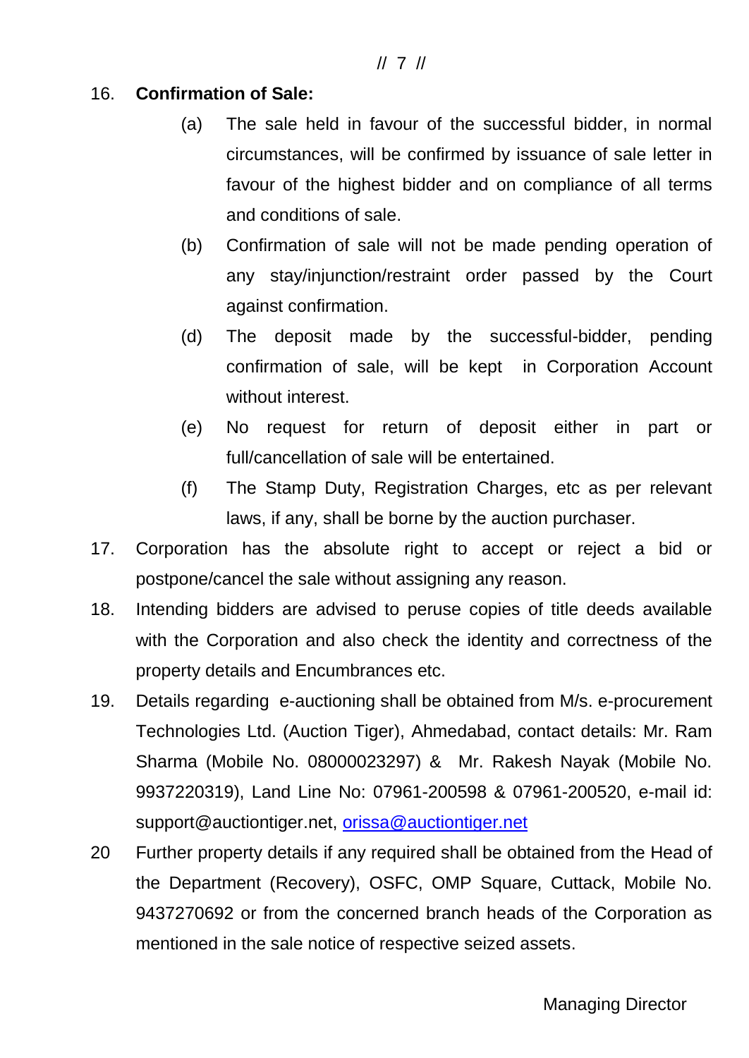16. **Confirmation of Sale:**

    (a) The sale held in favour of the successful bidder, in normal circumstances, will be confirmed by issuance of sale letter in favour of the highest bidder and on compliance of all terms and conditions of sale.

    (b) Confirmation of sale will not be made pending operation of any stay/injunction/restraint order passed by the Court against confirmation.

    (d) The deposit made by the successful-bidder, pending confirmation of sale, will be kept in Corporation Account without interest.

    (e) No request for return of deposit either in part or full/cancellation of sale will be entertained.

    (f) The Stamp Duty, Registration Charges, etc as per relevant laws, if any, shall be borne by the auction purchaser.

17. Corporation has the absolute right to accept or reject a bid or postpone/cancel the sale without assigning any reason.

18. Intending bidders are advised to peruse copies of title deeds available with the Corporation and also check the identity and correctness of the property details and Encumbrances etc.

19. Details regarding e-auctioning shall be obtained from M/s. e-procurement Technologies Ltd. (Auction Tiger), Ahmedabad, contact details: Mr. Ram Sharma (Mobile No. 08000023297) & Mr. Rakesh Nayak (Mobile No. 9937220319), Land Line No: 07961-200598 & 07961-200520, e-mail id: support@auctiontiger.net, orissa@auctiontiger.net

20 Further property details if any required shall be obtained from the Head of the Department (Recovery), OSFC, OMP Square, Cuttack, Mobile No. 9437270692 or from the concerned branch heads of the Corporation as mentioned in the sale notice of respective seized assets.

Managing Director